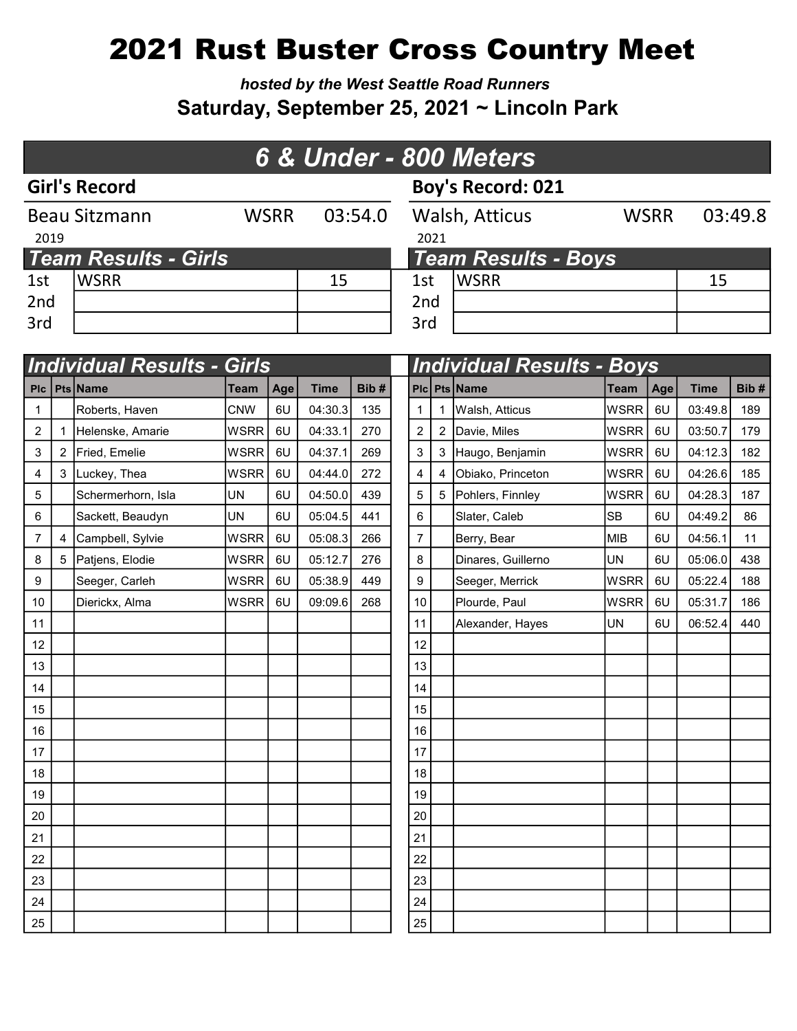# 2021 Rust Buster Cross Country Meet

***hosted by the West Seattle Road Runners***

**Saturday, September 25, 2021 ~ Lincoln Park**

## *6 & Under - 800 Meters*

### Girl's Record

| Name | Team | Time |
|---|---|---|
| Beau Sitzmann | WSRR | 03:54.0 |
| 2019 | | |

### Boy's Record: 021

| Name | Team | Time |
|---|---|---|
| Walsh, Atticus | WSRR | 03:49.8 |
| 2021 | | |

### *Team Results - Girls*

| Place | Team | Points |
|---|---|---|
| 1st | WSRR | 15 |
| 2nd | | |
| 3rd | | |

### *Team Results - Boys*

| Place | Team | Points |
|---|---|---|
| 1st | WSRR | 15 |
| 2nd | | |
| 3rd | | |

### *Individual Results - Girls*

| Plc | Pts | Name | Team | Age | Time | Bib # |
|---|---|---|---|---|---|---|
| 1 | | Roberts, Haven | CNW | 6U | 04:30.3 | 135 |
| 2 | 1 | Helenske, Amarie | WSRR | 6U | 04:33.1 | 270 |
| 3 | 2 | Fried, Emelie | WSRR | 6U | 04:37.1 | 269 |
| 4 | 3 | Luckey, Thea | WSRR | 6U | 04:44.0 | 272 |
| 5 | | Schermerhorn, Isla | UN | 6U | 04:50.0 | 439 |
| 6 | | Sackett, Beaudyn | UN | 6U | 05:04.5 | 441 |
| 7 | 4 | Campbell, Sylvie | WSRR | 6U | 05:08.3 | 266 |
| 8 | 5 | Patjens, Elodie | WSRR | 6U | 05:12.7 | 276 |
| 9 | | Seeger, Carleh | WSRR | 6U | 05:38.9 | 449 |
| 10 | | Dierickx, Alma | WSRR | 6U | 09:09.6 | 268 |
| 11 | | | | | | |
| 12 | | | | | | |
| 13 | | | | | | |
| 14 | | | | | | |
| 15 | | | | | | |
| 16 | | | | | | |
| 17 | | | | | | |
| 18 | | | | | | |
| 19 | | | | | | |
| 20 | | | | | | |
| 21 | | | | | | |
| 22 | | | | | | |
| 23 | | | | | | |
| 24 | | | | | | |
| 25 | | | | | | |

### *Individual Results - Boys*

| Plc | Pts | Name | Team | Age | Time | Bib # |
|---|---|---|---|---|---|---|
| 1 | 1 | Walsh, Atticus | WSRR | 6U | 03:49.8 | 189 |
| 2 | 2 | Davie, Miles | WSRR | 6U | 03:50.7 | 179 |
| 3 | 3 | Haugo, Benjamin | WSRR | 6U | 04:12.3 | 182 |
| 4 | 4 | Obiako, Princeton | WSRR | 6U | 04:26.6 | 185 |
| 5 | 5 | Pohlers, Finnley | WSRR | 6U | 04:28.3 | 187 |
| 6 | | Slater, Caleb | SB | 6U | 04:49.2 | 86 |
| 7 | | Berry, Bear | MIB | 6U | 04:56.1 | 11 |
| 8 | | Dinares, Guillerno | UN | 6U | 05:06.0 | 438 |
| 9 | | Seeger, Merrick | WSRR | 6U | 05:22.4 | 188 |
| 10 | | Plourde, Paul | WSRR | 6U | 05:31.7 | 186 |
| 11 | | Alexander, Hayes | UN | 6U | 06:52.4 | 440 |
| 12 | | | | | | |
| 13 | | | | | | |
| 14 | | | | | | |
| 15 | | | | | | |
| 16 | | | | | | |
| 17 | | | | | | |
| 18 | | | | | | |
| 19 | | | | | | |
| 20 | | | | | | |
| 21 | | | | | | |
| 22 | | | | | | |
| 23 | | | | | | |
| 24 | | | | | | |
| 25 | | | | | | |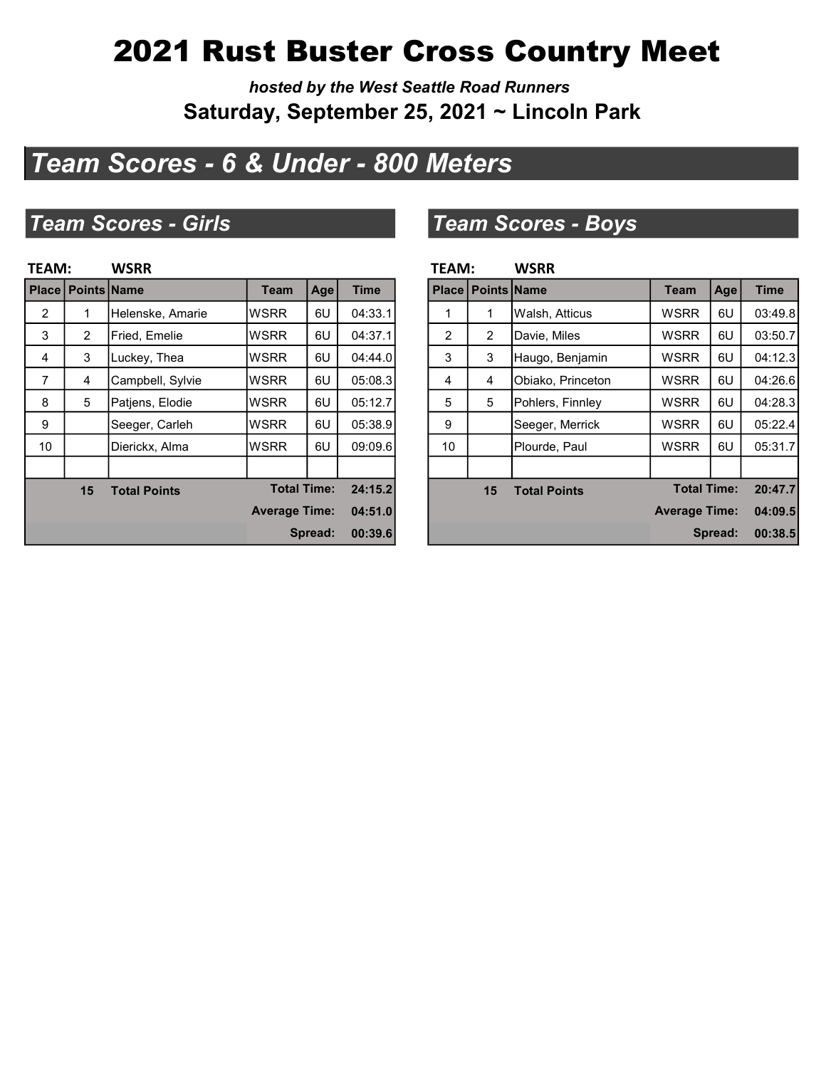# 2021 Rust Buster Cross Country Meet

***hosted by the West Seattle Road Runners***

**Saturday, September 25, 2021 ~ Lincoln Park**

## *Team Scores - 6 & Under - 800 Meters*

### *Team Scores - Girls*

**TEAM: WSRR**

| Place | Points | Name | Team | Age | Time |
|---|---|---|---|---|---|
| 2 | 1 | Helenske, Amarie | WSRR | 6U | 04:33.1 |
| 3 | 2 | Fried, Emelie | WSRR | 6U | 04:37.1 |
| 4 | 3 | Luckey, Thea | WSRR | 6U | 04:44.0 |
| 7 | 4 | Campbell, Sylvie | WSRR | 6U | 05:08.3 |
| 8 | 5 | Patjens, Elodie | WSRR | 6U | 05:12.7 |
| 9 | | Seeger, Carleh | WSRR | 6U | 05:38.9 |
| 10 | | Dierickx, Alma | WSRR | 6U | 09:09.6 |
| | | | | | |
| | **15** | **Total Points** | **Total Time:** | | **24:15.2** |
| | | | **Average Time:** | | **04:51.0** |
| | | | **Spread:** | | **00:39.6** |

### *Team Scores - Boys*

**TEAM: WSRR**

| Place | Points | Name | Team | Age | Time |
|---|---|---|---|---|---|
| 1 | 1 | Walsh, Atticus | WSRR | 6U | 03:49.8 |
| 2 | 2 | Davie, Miles | WSRR | 6U | 03:50.7 |
| 3 | 3 | Haugo, Benjamin | WSRR | 6U | 04:12.3 |
| 4 | 4 | Obiako, Princeton | WSRR | 6U | 04:26.6 |
| 5 | 5 | Pohlers, Finnley | WSRR | 6U | 04:28.3 |
| 9 | | Seeger, Merrick | WSRR | 6U | 05:22.4 |
| 10 | | Plourde, Paul | WSRR | 6U | 05:31.7 |
| | | | | | |
| | **15** | **Total Points** | **Total Time:** | | **20:47.7** |
| | | | **Average Time:** | | **04:09.5** |
| | | | **Spread:** | | **00:38.5** |